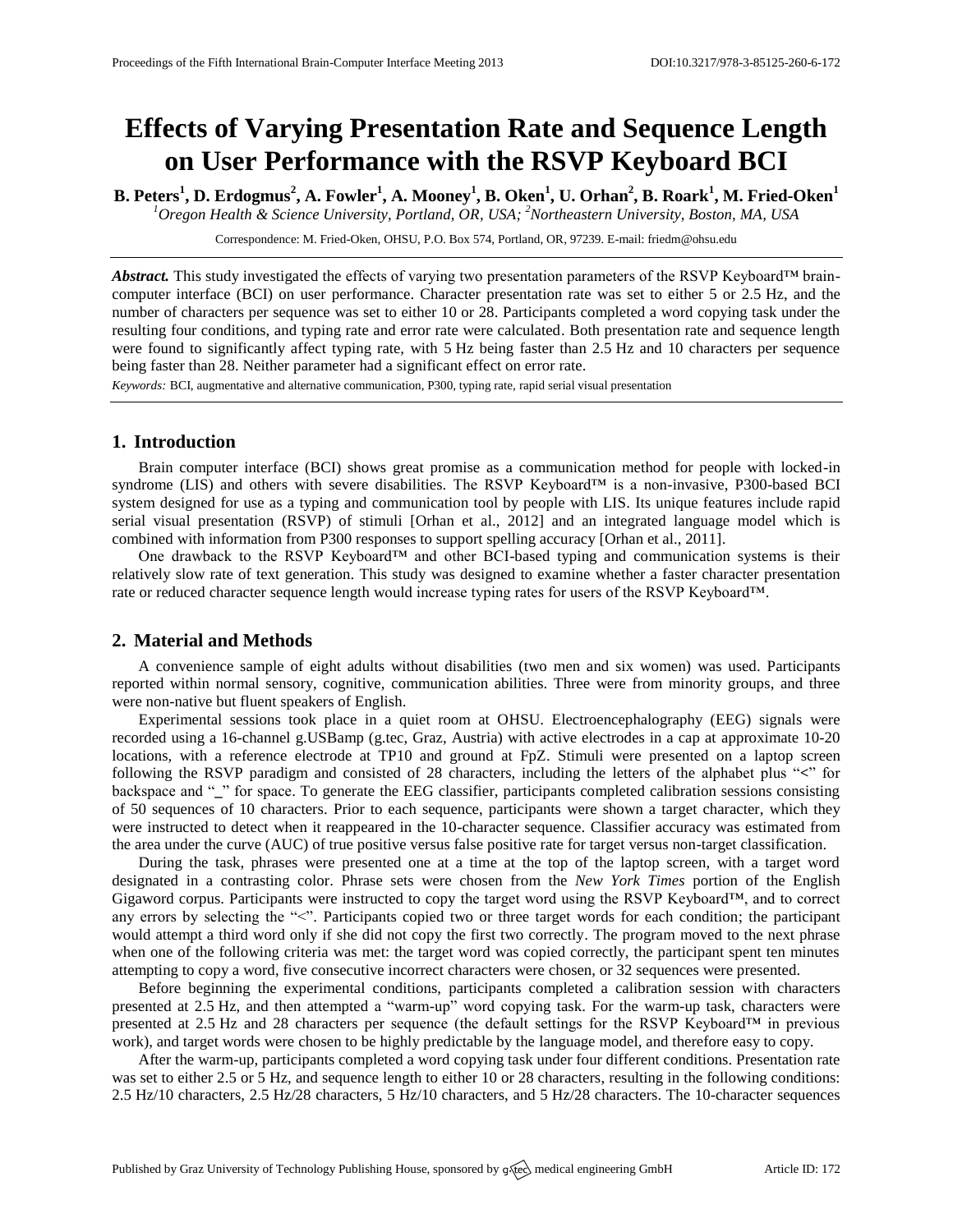# Effects of Varying Presentation Rate and Sequence Length on User Performance with the RSVP Keyboard BCI

**B. Peters[1], D. Erdogmus[2], A. Fowler[1], A. Mooney[1], B. Oken[1], U. Orhan[2], B. Roark[1], M. Fried-Oken[1]**

[1]*Oregon Health & Science University, Portland, OR, USA;* [2]*Northeastern University, Boston, MA, USA*

Correspondence: M. Fried-Oken, OHSU, P.O. Box 574, Portland, OR, 97239. E-mail: friedm@ohsu.edu

***Abstract.*** This study investigated the effects of varying two presentation parameters of the RSVP Keyboard™ brain-computer interface (BCI) on user performance. Character presentation rate was set to either 5 or 2.5 Hz, and the number of characters per sequence was set to either 10 or 28. Participants completed a word copying task under the resulting four conditions, and typing rate and error rate were calculated. Both presentation rate and sequence length were found to significantly affect typing rate, with 5 Hz being faster than 2.5 Hz and 10 characters per sequence being faster than 28. Neither parameter had a significant effect on error rate.

*Keywords:* BCI, augmentative and alternative communication, P300, typing rate, rapid serial visual presentation

## 1. Introduction

Brain computer interface (BCI) shows great promise as a communication method for people with locked-in syndrome (LIS) and others with severe disabilities. The RSVP Keyboard™ is a non-invasive, P300-based BCI system designed for use as a typing and communication tool by people with LIS. Its unique features include rapid serial visual presentation (RSVP) of stimuli [Orhan et al., 2012] and an integrated language model which is combined with information from P300 responses to support spelling accuracy [Orhan et al., 2011].

One drawback to the RSVP Keyboard™ and other BCI-based typing and communication systems is their relatively slow rate of text generation. This study was designed to examine whether a faster character presentation rate or reduced character sequence length would increase typing rates for users of the RSVP Keyboard™.

## 2. Material and Methods

A convenience sample of eight adults without disabilities (two men and six women) was used. Participants reported within normal sensory, cognitive, communication abilities. Three were from minority groups, and three were non-native but fluent speakers of English.

Experimental sessions took place in a quiet room at OHSU. Electroencephalography (EEG) signals were recorded using a 16-channel g.USBamp (g.tec, Graz, Austria) with active electrodes in a cap at approximate 10-20 locations, with a reference electrode at TP10 and ground at FpZ. Stimuli were presented on a laptop screen following the RSVP paradigm and consisted of 28 characters, including the letters of the alphabet plus "<" for backspace and "_" for space. To generate the EEG classifier, participants completed calibration sessions consisting of 50 sequences of 10 characters. Prior to each sequence, participants were shown a target character, which they were instructed to detect when it reappeared in the 10-character sequence. Classifier accuracy was estimated from the area under the curve (AUC) of true positive versus false positive rate for target versus non-target classification.

During the task, phrases were presented one at a time at the top of the laptop screen, with a target word designated in a contrasting color. Phrase sets were chosen from the *New York Times* portion of the English Gigaword corpus. Participants were instructed to copy the target word using the RSVP Keyboard™, and to correct any errors by selecting the "<". Participants copied two or three target words for each condition; the participant would attempt a third word only if she did not copy the first two correctly. The program moved to the next phrase when one of the following criteria was met: the target word was copied correctly, the participant spent ten minutes attempting to copy a word, five consecutive incorrect characters were chosen, or 32 sequences were presented.

Before beginning the experimental conditions, participants completed a calibration session with characters presented at 2.5 Hz, and then attempted a "warm-up" word copying task. For the warm-up task, characters were presented at 2.5 Hz and 28 characters per sequence (the default settings for the RSVP Keyboard™ in previous work), and target words were chosen to be highly predictable by the language model, and therefore easy to copy.

After the warm-up, participants completed a word copying task under four different conditions. Presentation rate was set to either 2.5 or 5 Hz, and sequence length to either 10 or 28 characters, resulting in the following conditions: 2.5 Hz/10 characters, 2.5 Hz/28 characters, 5 Hz/10 characters, and 5 Hz/28 characters. The 10-character sequences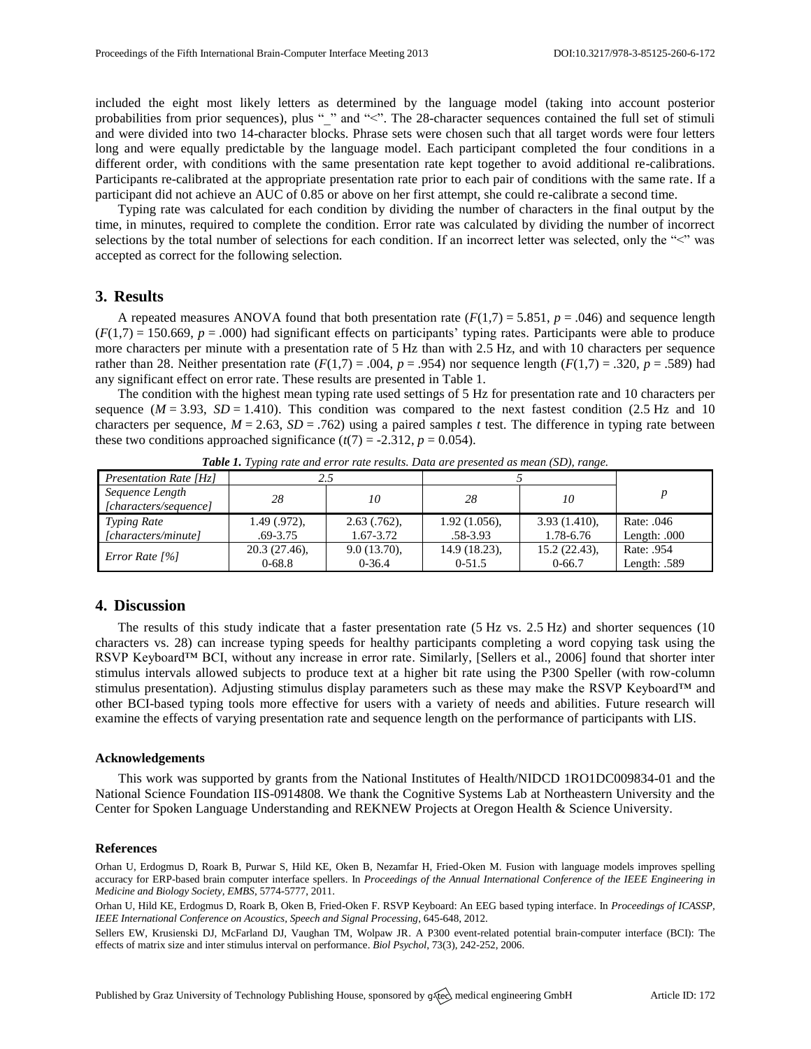included the eight most likely letters as determined by the language model (taking into account posterior probabilities from prior sequences), plus "_" and "<". The 28-character sequences contained the full set of stimuli and were divided into two 14-character blocks. Phrase sets were chosen such that all target words were four letters long and were equally predictable by the language model. Each participant completed the four conditions in a different order, with conditions with the same presentation rate kept together to avoid additional re-calibrations. Participants re-calibrated at the appropriate presentation rate prior to each pair of conditions with the same rate. If a participant did not achieve an AUC of 0.85 or above on her first attempt, she could re-calibrate a second time.

Typing rate was calculated for each condition by dividing the number of characters in the final output by the time, in minutes, required to complete the condition. Error rate was calculated by dividing the number of incorrect selections by the total number of selections for each condition. If an incorrect letter was selected, only the "<" was accepted as correct for the following selection.

## 3. Results

A repeated measures ANOVA found that both presentation rate ($F(1,7) = 5.851$, $p = .046$) and sequence length ($F(1,7) = 150.669$, $p = .000$) had significant effects on participants' typing rates. Participants were able to produce more characters per minute with a presentation rate of 5 Hz than with 2.5 Hz, and with 10 characters per sequence rather than 28. Neither presentation rate ($F(1,7) = .004$, $p = .954$) nor sequence length ($F(1,7) = .320$, $p = .589$) had any significant effect on error rate. These results are presented in Table 1.

The condition with the highest mean typing rate used settings of 5 Hz for presentation rate and 10 characters per sequence ($M = 3.93$, $SD = 1.410$). This condition was compared to the next fastest condition (2.5 Hz and 10 characters per sequence, $M = 2.63$, $SD = .762$) using a paired samples $t$ test. The difference in typing rate between these two conditions approached significance ($t(7) = -2.312$, $p = 0.054$).

***Table 1.*** *Typing rate and error rate results. Data are presented as mean (SD), range.*

| *Presentation Rate [Hz]* | *2.5* | | *5* | | *p* |
|---|---|---|---|---|---|
| *Sequence Length [characters/sequence]* | *28* | *10* | *28* | *10* | |
| *Typing Rate [characters/minute]* | 1.49 (.972), .69-3.75 | 2.63 (.762), 1.67-3.72 | 1.92 (1.056), .58-3.93 | 3.93 (1.410), 1.78-6.76 | Rate: .046 Length: .000 |
| *Error Rate [%]* | 20.3 (27.46), 0-68.8 | 9.0 (13.70), 0-36.4 | 14.9 (18.23), 0-51.5 | 15.2 (22.43), 0-66.7 | Rate: .954 Length: .589 |

## 4. Discussion

The results of this study indicate that a faster presentation rate (5 Hz vs. 2.5 Hz) and shorter sequences (10 characters vs. 28) can increase typing speeds for healthy participants completing a word copying task using the RSVP Keyboard™ BCI, without any increase in error rate. Similarly, [Sellers et al., 2006] found that shorter inter stimulus intervals allowed subjects to produce text at a higher bit rate using the P300 Speller (with row-column stimulus presentation). Adjusting stimulus display parameters such as these may make the RSVP Keyboard™ and other BCI-based typing tools more effective for users with a variety of needs and abilities. Future research will examine the effects of varying presentation rate and sequence length on the performance of participants with LIS.

### Acknowledgements

This work was supported by grants from the National Institutes of Health/NIDCD 1RO1DC009834-01 and the National Science Foundation IIS-0914808. We thank the Cognitive Systems Lab at Northeastern University and the Center for Spoken Language Understanding and REKNEW Projects at Oregon Health & Science University.

### References

Orhan U, Erdogmus D, Roark B, Purwar S, Hild KE, Oken B, Nezamfar H, Fried-Oken M. Fusion with language models improves spelling accuracy for ERP-based brain computer interface spellers. In *Proceedings of the Annual International Conference of the IEEE Engineering in Medicine and Biology Society, EMBS*, 5774-5777, 2011.

Orhan U, Hild KE, Erdogmus D, Roark B, Oken B, Fried-Oken F. RSVP Keyboard: An EEG based typing interface. In *Proceedings of ICASSP, IEEE International Conference on Acoustics, Speech and Signal Processing*, 645-648, 2012.

Sellers EW, Krusienski DJ, McFarland DJ, Vaughan TM, Wolpaw JR. A P300 event-related potential brain-computer interface (BCI): The effects of matrix size and inter stimulus interval on performance. *Biol Psychol*, 73(3), 242-252, 2006.